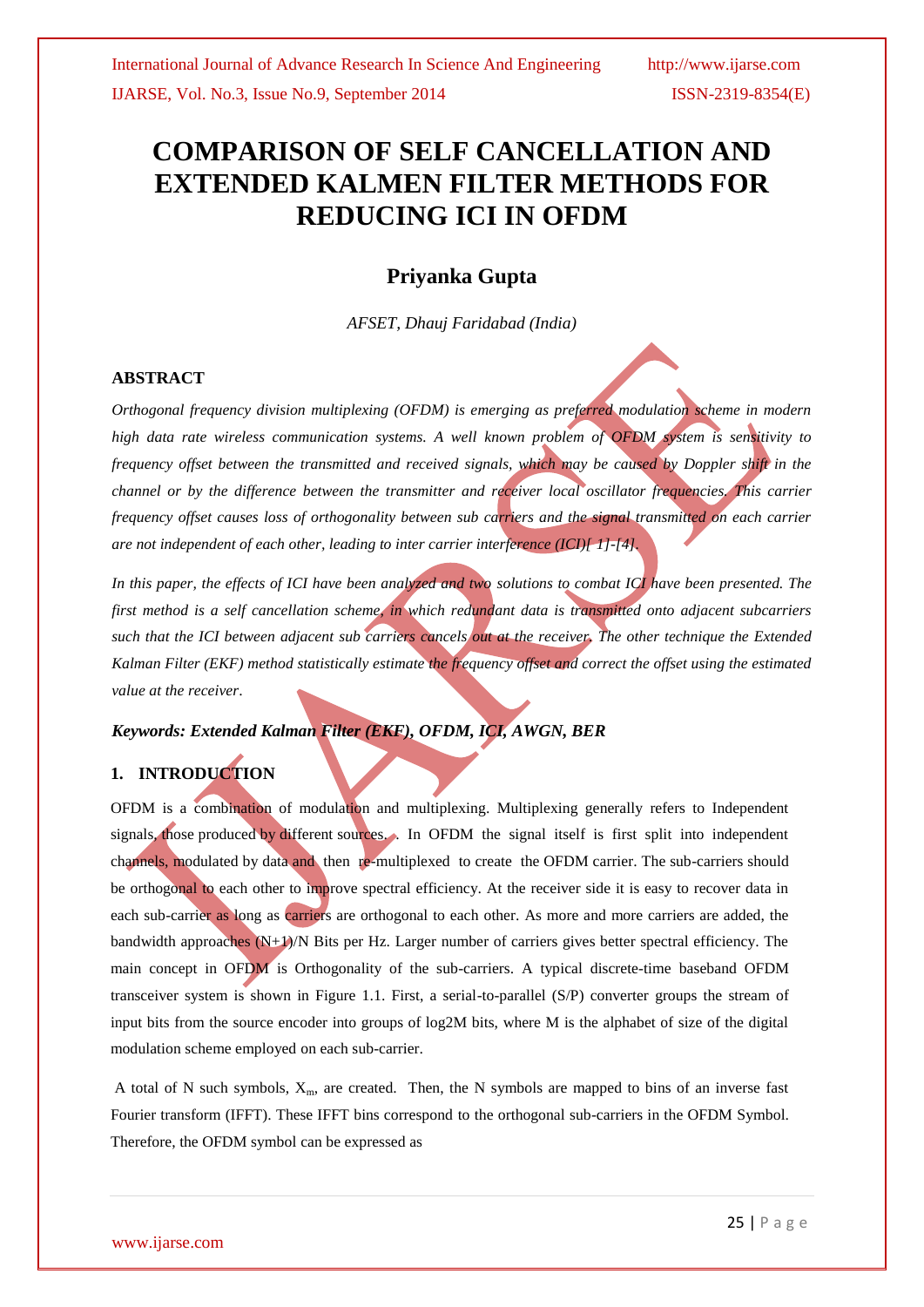# COMPARISON OF SELF CANCELLATION AND EXTENDED KALMEN FILTER METHODS FOR REDUCING ICI IN OFDM

## Priyanka Gupta

*AFSET, Dhauj Faridabad (India)*

### ABSTRACT

*Orthogonal frequency division multiplexing (OFDM) is emerging as preferred modulation scheme in modern high data rate wireless communication systems. A well known problem of OFDM system is sensitivity to frequency offset between the transmitted and received signals, which may be caused by Doppler shift in the channel or by the difference between the transmitter and receiver local oscillator frequencies. This carrier frequency offset causes loss of orthogonality between sub carriers and the signal transmitted on each carrier are not independent of each other, leading to inter carrier interference (ICI)[ 1]-[4].*

*In this paper, the effects of ICI have been analyzed and two solutions to combat ICI have been presented. The first method is a self cancellation scheme, in which redundant data is transmitted onto adjacent subcarriers such that the ICI between adjacent sub carriers cancels out at the receiver. The other technique the Extended Kalman Filter (EKF) method statistically estimate the frequency offset and correct the offset using the estimated value at the receiver.*

***Keywords: Extended Kalman Filter (EKF), OFDM, ICI, AWGN, BER***

### 1. INTRODUCTION

OFDM is a combination of modulation and multiplexing. Multiplexing generally refers to Independent signals, those produced by different sources. . In OFDM the signal itself is first split into independent channels, modulated by data and then re-multiplexed to create the OFDM carrier. The sub-carriers should be orthogonal to each other to improve spectral efficiency. At the receiver side it is easy to recover data in each sub-carrier as long as carriers are orthogonal to each other. As more and more carriers are added, the bandwidth approaches (N+1)/N Bits per Hz. Larger number of carriers gives better spectral efficiency. The main concept in OFDM is Orthogonality of the sub-carriers. A typical discrete-time baseband OFDM transceiver system is shown in Figure 1.1. First, a serial-to-parallel (S/P) converter groups the stream of input bits from the source encoder into groups of log2M bits, where M is the alphabet of size of the digital modulation scheme employed on each sub-carrier.

A total of N such symbols, $X_m$, are created. Then, the N symbols are mapped to bins of an inverse fast Fourier transform (IFFT). These IFFT bins correspond to the orthogonal sub-carriers in the OFDM Symbol. Therefore, the OFDM symbol can be expressed as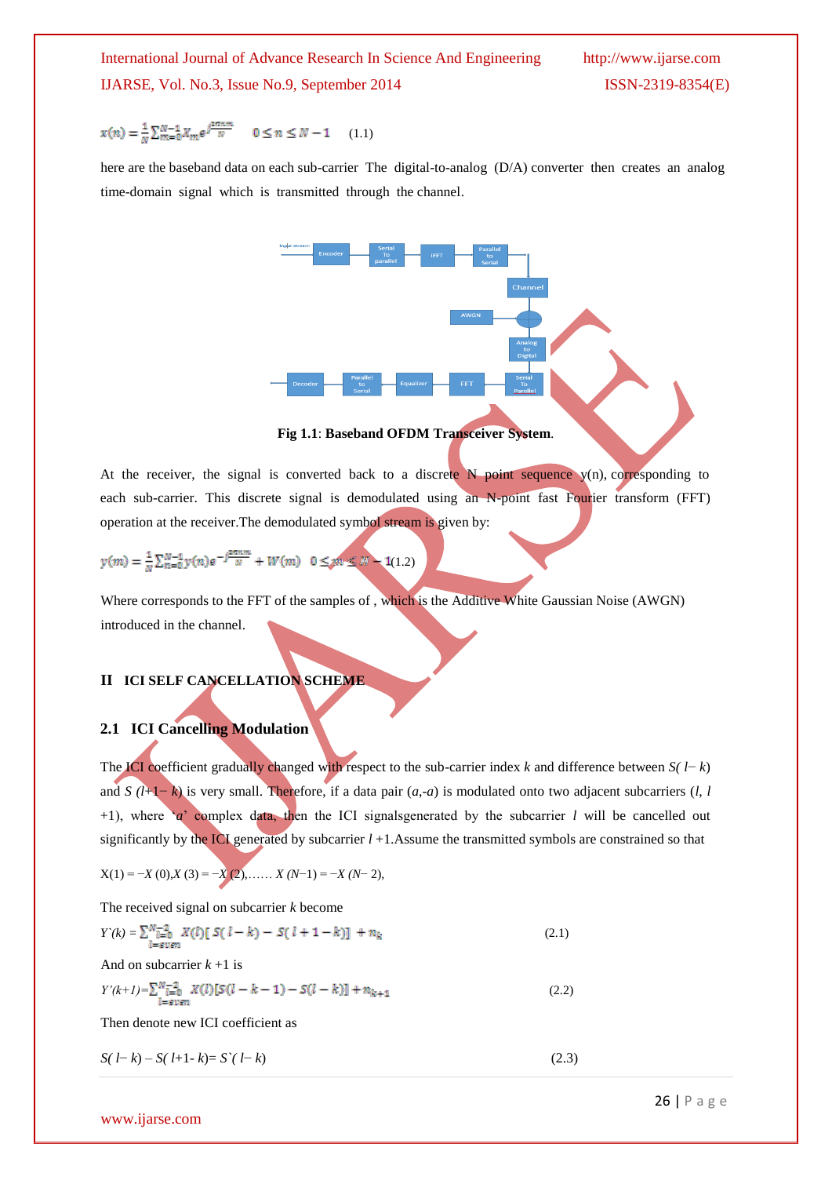$$x(n) = \frac{1}{N}\sum_{m=0}^{N-1} X_m e^{j\frac{2\pi nm}{N}} \quad 0 \le n \le N-1 \quad (1.1)$$

here are the baseband data on each sub-carrier The digital-to-analog (D/A) converter then creates an analog time-domain signal which is transmitted through the channel.

**Fig 1.1**: **Baseband OFDM Transceiver System**.

At the receiver, the signal is converted back to a discrete N point sequence y(n), corresponding to each sub-carrier. This discrete signal is demodulated using an N-point fast Fourier transform (FFT) operation at the receiver.The demodulated symbol stream is given by:

$$y(m) = \frac{1}{N}\sum_{n=0}^{N-1} y(n) e^{-j\frac{2\pi nm}{N}} + W(m) \quad 0 \le m \le N-1 \quad (1.2)$$

Where corresponds to the FFT of the samples of , which is the Additive White Gaussian Noise (AWGN) introduced in the channel.

## II ICI SELF CANCELLATION SCHEME

### 2.1 ICI Cancelling Modulation

The ICI coefficient gradually changed with respect to the sub-carrier index $k$ and difference between $S(l-k)$ and $S(l+1-k)$ is very small. Therefore, if a data pair ($a$,-$a$) is modulated onto two adjacent subcarriers ($l$, $l+1$), where '$a$' complex data, then the ICI signalsgenerated by the subcarrier $l$ will be cancelled out significantly by the ICI generated by subcarrier $l+1$.Assume the transmitted symbols are constrained so that

$X(1) = -X(0), X(3) = -X(2), \ldots\ldots X(N-1) = -X(N-2),$

The received signal on subcarrier $k$ become

$$Y`(k) = \sum_{\substack{l=0 \\ l=even}}^{N-2} X(l)[\,S(l-k) - S(l+1-k)] + n_k \quad (2.1)$$

And on subcarrier $k+1$ is

$$Y`(k+1) = \sum_{\substack{l=0 \\ l=even}}^{N-2} X(l)[S(l-k-1) - S(l-k)] + n_{k+1} \quad (2.2)$$

Then denote new ICI coefficient as

$$S(l-k) - S(l+1-k) = S`(l-k) \quad (2.3)$$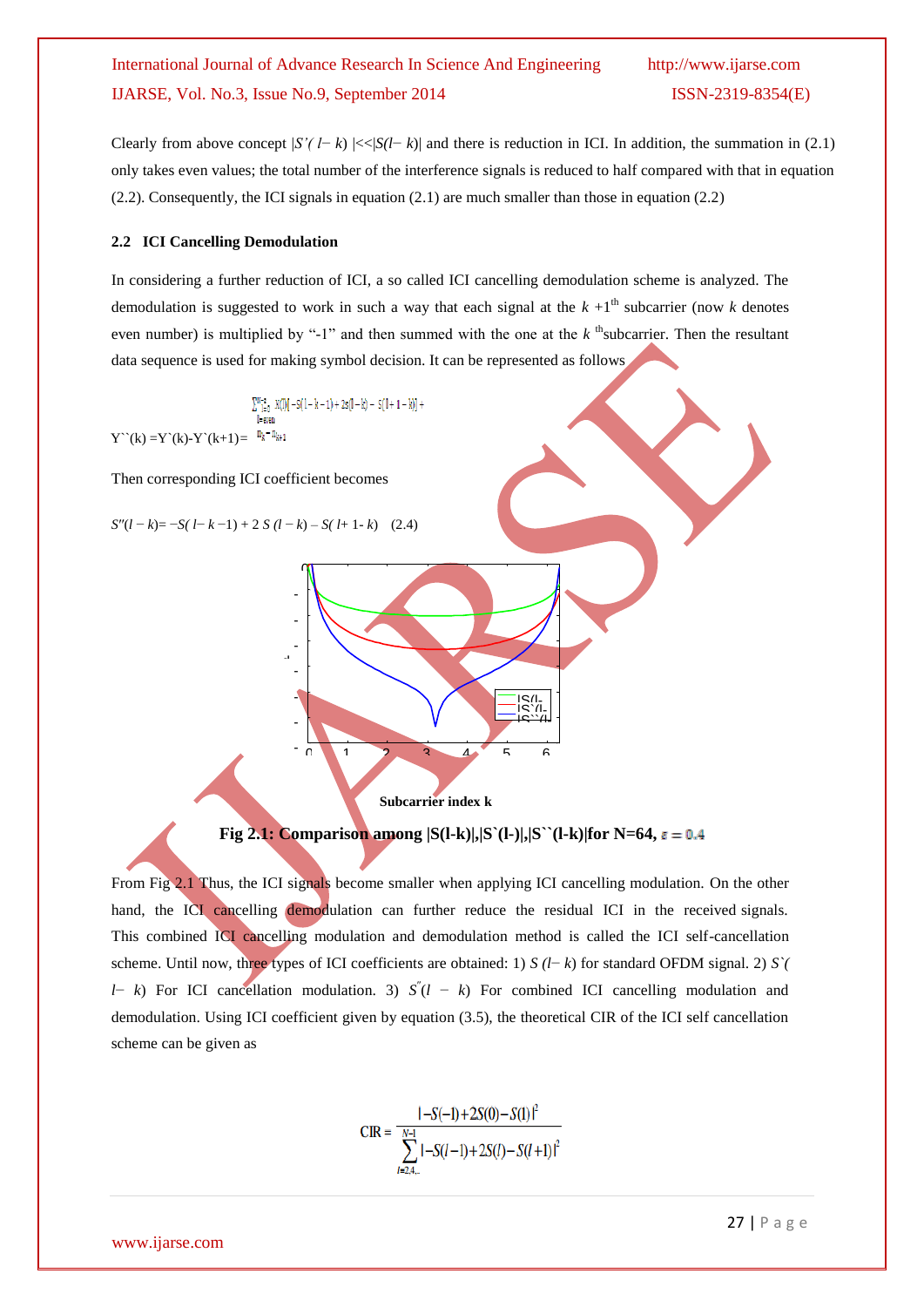Clearly from above concept $|S'(l-k)| << |S(l-k)|$ and there is reduction in ICI. In addition, the summation in (2.1) only takes even values; the total number of the interference signals is reduced to half compared with that in equation (2.2). Consequently, the ICI signals in equation (2.1) are much smaller than those in equation (2.2)

### 2.2 ICI Cancelling Demodulation

In considering a further reduction of ICI, a so called ICI cancelling demodulation scheme is analyzed. The demodulation is suggested to work in such a way that each signal at the $k+1^{th}$ subcarrier (now $k$ denotes even number) is multiplied by "-1" and then summed with the one at the $k^{th}$ subcarrier. Then the resultant data sequence is used for making symbol decision. It can be represented as follows

$$Y''(k) = Y'(k) - Y'(k+1) = \sum_{\substack{l=0 \\ l=even}}^{N-2} X(l)[-S(l-k-1)+2S(l-k)-S(l+1-k)] + n_k - n_{k+1}$$

Then corresponding ICI coefficient becomes

$$S''(l-k) = -S(l-k-1) + 2S(l-k) - S(l+1-k) \quad (2.4)$$

Subcarrier index k

**Fig 2.1: Comparison among |S(l-k)|,|S`(l-)|,|S``(l-k)|for N=64,** $\varepsilon = 0.4$

From Fig 2.1 Thus, the ICI signals become smaller when applying ICI cancelling modulation. On the other hand, the ICI cancelling demodulation can further reduce the residual ICI in the received signals. This combined ICI cancelling modulation and demodulation method is called the ICI self-cancellation scheme. Until now, three types of ICI coefficients are obtained: 1) $S(l-k)$ for standard OFDM signal. 2) $S'(l-k)$ For ICI cancellation modulation. 3) $S''(l-k)$ For combined ICI cancelling modulation and demodulation. Using ICI coefficient given by equation (3.5), the theoretical CIR of the ICI self cancellation scheme can be given as

$$\text{CIR} = \frac{|-S(-1)+2S(0)-S(1)|^2}{\sum_{l=2,4,..}^{N-1} |-S(l-1)+2S(l)-S(l+1)|^2}$$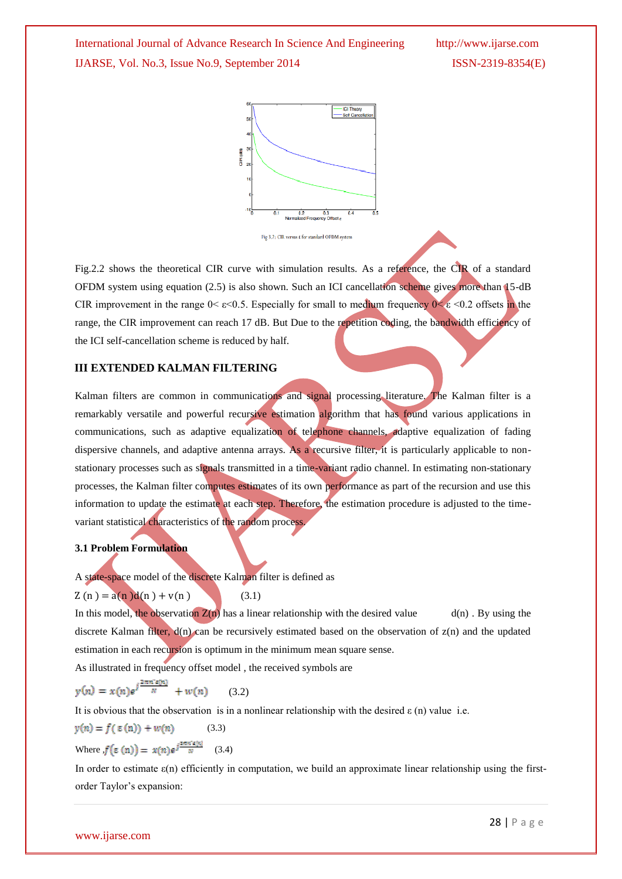Fig 3.2: CIR versus ε for standard OFDM system

Fig.2.2 shows the theoretical CIR curve with simulation results. As a reference, the CIR of a standard OFDM system using equation (2.5) is also shown. Such an ICI cancellation scheme gives more than 15-dB CIR improvement in the range 0< ε<0.5. Especially for small to medium frequency 0< ε <0.2 offsets in the range, the CIR improvement can reach 17 dB. But Due to the repetition coding, the bandwidth efficiency of the ICI self-cancellation scheme is reduced by half.

## III EXTENDED KALMAN FILTERING

Kalman filters are common in communications and signal processing literature. The Kalman filter is a remarkably versatile and powerful recursive estimation algorithm that has found various applications in communications, such as adaptive equalization of telephone channels, adaptive equalization of fading dispersive channels, and adaptive antenna arrays. As a recursive filter, it is particularly applicable to non-stationary processes such as signals transmitted in a time-variant radio channel. In estimating non-stationary processes, the Kalman filter computes estimates of its own performance as part of the recursion and use this information to update the estimate at each step. Therefore, the estimation procedure is adjusted to the time-variant statistical characteristics of the random process.

### 3.1 Problem Formulation

A state-space model of the discrete Kalman filter is defined as

$$Z(n) = a(n)d(n) + v(n) \qquad (3.1)$$

In this model, the observation Z(n) has a linear relationship with the desired value d(n) . By using the discrete Kalman filter, d(n) can be recursively estimated based on the observation of z(n) and the updated estimation in each recursion is optimum in the minimum mean square sense.

As illustrated in frequency offset model , the received symbols are

$$y(n) = x(n)e^{j\frac{2\pi n'\varepsilon(n)}{N}} + w(n) \qquad (3.2)$$

It is obvious that the observation is in a nonlinear relationship with the desired ε (n) value i.e.

$$y(n) = f(\varepsilon(n)) + w(n) \qquad (3.3)$$

Where ,$f(\varepsilon(n)) = x(n)e^{j\frac{2\pi n'\varepsilon(n)}{N}}$ (3.4)

In order to estimate ε(n) efficiently in computation, we build an approximate linear relationship using the first-order Taylor's expansion: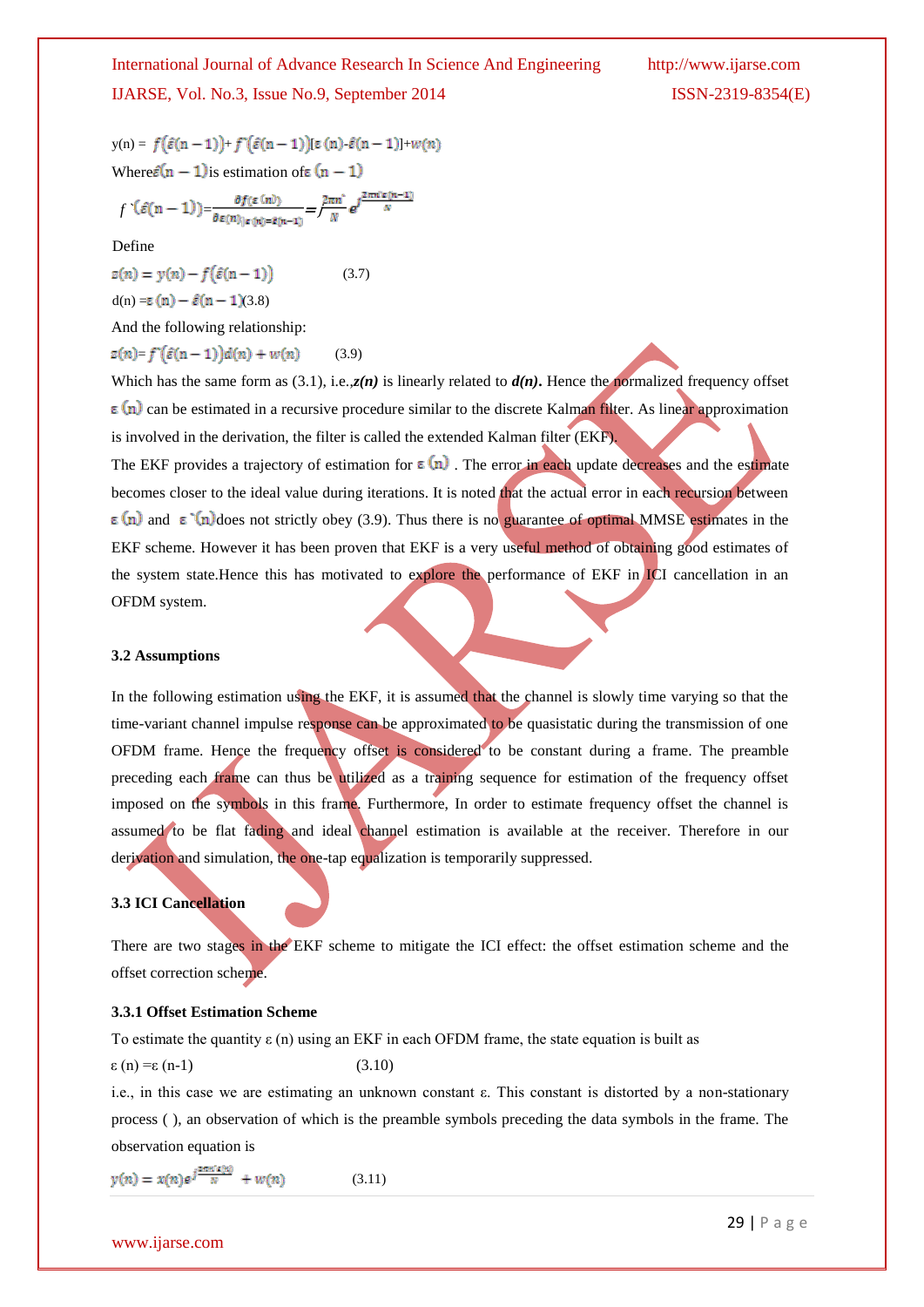$y(n) = f\left(\hat{\varepsilon}(n-1)\right) + f^{`}\left(\hat{\varepsilon}(n-1)\right)[\varepsilon(n) - \hat{\varepsilon}(n-1)] + w(n)$

Where $\hat{\varepsilon}(n-1)$ is estimation of $\varepsilon(n-1)$

$$f^{`}\left(\hat{\varepsilon}(n-1)\right) = \frac{\partial f(\varepsilon(n))}{\partial \varepsilon(n)}\Big|_{\varepsilon(n)=\hat{\varepsilon}(n-1)} = \frac{j2\pi m^{`}}{N} e^{j\frac{2\pi m^{`}\hat{\varepsilon}(n-1)}{N}}$$

Define

$$z(n) = y(n) - f\left(\hat{\varepsilon}(n-1)\right) \qquad (3.7)$$

$$d(n) = \varepsilon(n) - \hat{\varepsilon}(n-1) \qquad (3.8)$$

And the following relationship:

$$z(n) = f^{`}\left(\hat{\varepsilon}(n-1)\right) d(n) + w(n) \qquad (3.9)$$

Which has the same form as (3.1), i.e.,***z(n)*** is linearly related to ***d(n)*.** Hence the normalized frequency offset $\varepsilon(n)$ can be estimated in a recursive procedure similar to the discrete Kalman filter. As linear approximation is involved in the derivation, the filter is called the extended Kalman filter (EKF).

The EKF provides a trajectory of estimation for $\varepsilon(n)$ . The error in each update decreases and the estimate becomes closer to the ideal value during iterations. It is noted that the actual error in each recursion between $\varepsilon(n)$ and $\varepsilon^{`}(n)$ does not strictly obey (3.9). Thus there is no guarantee of optimal MMSE estimates in the EKF scheme. However it has been proven that EKF is a very useful method of obtaining good estimates of the system state.Hence this has motivated to explore the performance of EKF in ICI cancellation in an OFDM system.

### 3.2 Assumptions

In the following estimation using the EKF, it is assumed that the channel is slowly time varying so that the time-variant channel impulse response can be approximated to be quasistatic during the transmission of one OFDM frame. Hence the frequency offset is considered to be constant during a frame. The preamble preceding each frame can thus be utilized as a training sequence for estimation of the frequency offset imposed on the symbols in this frame. Furthermore, In order to estimate frequency offset the channel is assumed to be flat fading and ideal channel estimation is available at the receiver. Therefore in our derivation and simulation, the one-tap equalization is temporarily suppressed.

### 3.3 ICI Cancellation

There are two stages in the EKF scheme to mitigate the ICI effect: the offset estimation scheme and the offset correction scheme.

#### 3.3.1 Offset Estimation Scheme

To estimate the quantity $\varepsilon(n)$ using an EKF in each OFDM frame, the state equation is built as

$$\varepsilon(n) = \varepsilon(n-1) \qquad (3.10)$$

i.e., in this case we are estimating an unknown constant $\varepsilon$. This constant is distorted by a non-stationary process ( ), an observation of which is the preamble symbols preceding the data symbols in the frame. The observation equation is

$$y(n) = x(n) e^{j\frac{2\pi m^{`}\varepsilon(n)}{N}} + w(n) \qquad (3.11)$$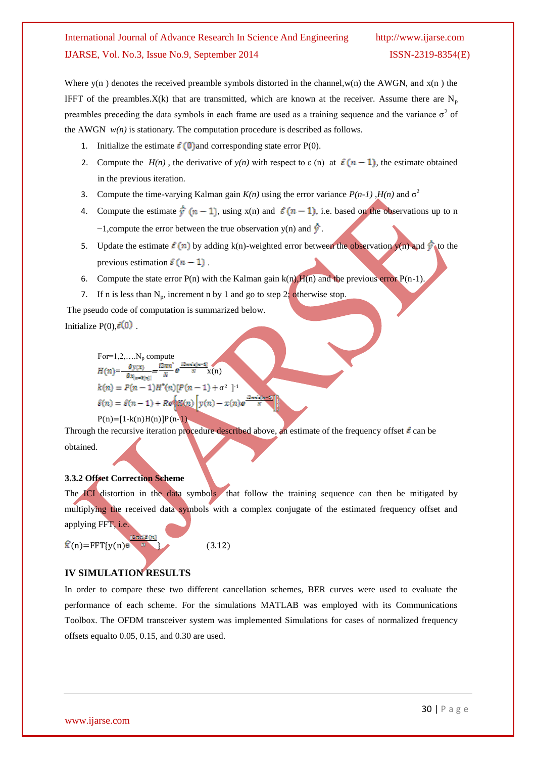Where $y(n)$ denotes the received preamble symbols distorted in the channel, $w(n)$ the AWGN, and $x(n)$ the IFFT of the preambles. $X(k)$ that are transmitted, which are known at the receiver. Assume there are $N_p$ preambles preceding the data symbols in each frame are used as a training sequence and the variance $\sigma^2$ of the AWGN $w(n)$ is stationary. The computation procedure is described as follows.

1. Initialize the estimate $\hat{\varepsilon}(0)$ and corresponding state error $P(0)$.
2. Compute the $H(n)$, the derivative of $y(n)$ with respect to $\varepsilon(n)$ at $\hat{\varepsilon}(n-1)$, the estimate obtained in the previous iteration.
3. Compute the time-varying Kalman gain $K(n)$ using the error variance $P(n-1)$, $H(n)$ and $\sigma^2$
4. Compute the estimate $\hat{y}(n-1)$, using $x(n)$ and $\hat{\varepsilon}(n-1)$, i.e. based on the observations up to $n-1$, compute the error between the true observation $y(n)$ and $\hat{y}$.
5. Update the estimate $\hat{\varepsilon}(n)$ by adding $k(n)$-weighted error between the observation $y(n)$ and $\hat{y}$ to the previous estimation $\hat{\varepsilon}(n-1)$.
6. Compute the state error $P(n)$ with the Kalman gain $k(n)$, $H(n)$ and the previous error $P(n-1)$.
7. If n is less than $N_p$, increment n by 1 and go to step 2; otherwise stop.

The pseudo code of computation is summarized below.

Initialize $P(0), \hat{\varepsilon}(0)$.

For=1,2,….$N_p$ compute

$$H(n)=\frac{\partial y(x)}{\partial x}\Big|_{x=\hat{\varepsilon}(n)}=\frac{j2\pi n}{N}e^{\frac{j2\pi n\hat{\varepsilon}(n-1)}{N}}x(n)$$

$$k(n)=P(n-1)H^{*}(n)[P(n-1)+\sigma^2]^{-1}$$

$$\hat{\varepsilon}(n)=\hat{\varepsilon}(n-1)+Re\left\{K(n)\left[y(n)-x(n)e^{\frac{j2\pi n\hat{\varepsilon}(n-1)}{N}}\right]\right\}$$

$$P(n)=[1-k(n)H(n)]P(n-1)$$

Through the recursive iteration procedure described above, an estimate of the frequency offset $\hat{\varepsilon}$ can be obtained.

### 3.3.2 Offset Correction Scheme

The ICI distortion in the data symbols that follow the training sequence can then be mitigated by multiplying the received data symbols with a complex conjugate of the estimated frequency offset and applying FFT, i.e.

$$\hat{x}(n)=\mathrm{FFT}\{y(n)e^{\frac{-j2\pi n\hat{\varepsilon}(n)}{N}}\} \qquad (3.12)$$

## IV SIMULATION RESULTS

In order to compare these two different cancellation schemes, BER curves were used to evaluate the performance of each scheme. For the simulations MATLAB was employed with its Communications Toolbox. The OFDM transceiver system was implemented Simulations for cases of normalized frequency offsets equalto 0.05, 0.15, and 0.30 are used.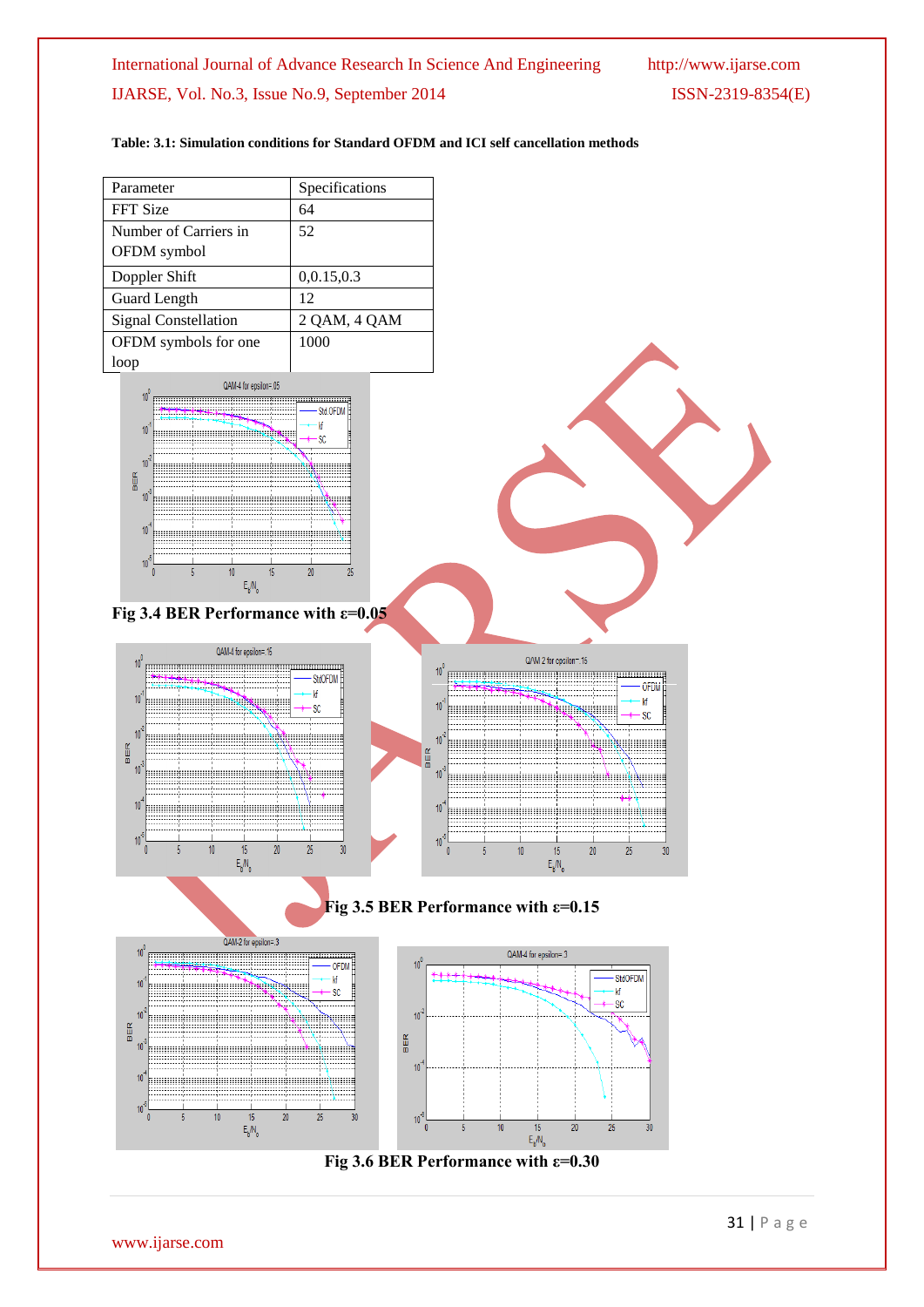**Table: 3.1: Simulation conditions for Standard OFDM and ICI self cancellation methods**

| Parameter | Specifications |
|---|---|
| FFT Size | 64 |
| Number of Carriers in OFDM symbol | 52 |
| Doppler Shift | 0,0.15,0.3 |
| Guard Length | 12 |
| Signal Constellation | 2 QAM, 4 QAM |
| OFDM symbols for one loop | 1000 |

**Fig 3.4 BER Performance with ε=0.05**

**Fig 3.5 BER Performance with ε=0.15**

**Fig 3.6 BER Performance with ε=0.30**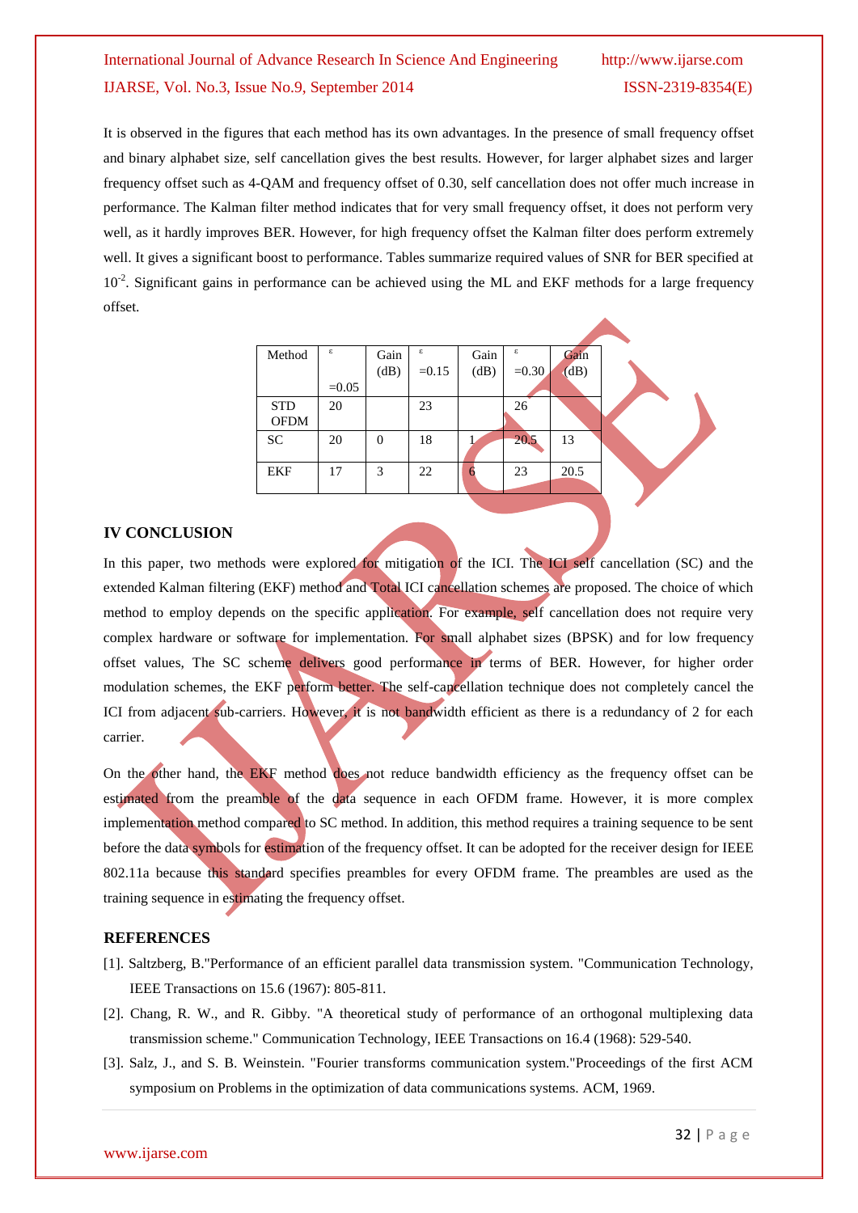It is observed in the figures that each method has its own advantages. In the presence of small frequency offset and binary alphabet size, self cancellation gives the best results. However, for larger alphabet sizes and larger frequency offset such as 4-QAM and frequency offset of 0.30, self cancellation does not offer much increase in performance. The Kalman filter method indicates that for very small frequency offset, it does not perform very well, as it hardly improves BER. However, for high frequency offset the Kalman filter does perform extremely well. It gives a significant boost to performance. Tables summarize required values of SNR for BER specified at $10^{-2}$. Significant gains in performance can be achieved using the ML and EKF methods for a large frequency offset.

| Method | $\varepsilon$ =0.05 | Gain (dB) | $\varepsilon$ =0.15 | Gain (dB) | $\varepsilon$ =0.30 | Gain (dB) |
|---|---|---|---|---|---|---|
| STD OFDM | 20 | | 23 | | 26 | |
| SC | 20 | 0 | 18 | 1 | 20.5 | 13 |
| EKF | 17 | 3 | 22 | 6 | 23 | 20.5 |

## IV CONCLUSION

In this paper, two methods were explored for mitigation of the ICI. The ICI self cancellation (SC) and the extended Kalman filtering (EKF) method and Total ICI cancellation schemes are proposed. The choice of which method to employ depends on the specific application. For example, self cancellation does not require very complex hardware or software for implementation. For small alphabet sizes (BPSK) and for low frequency offset values, The SC scheme delivers good performance in terms of BER. However, for higher order modulation schemes, the EKF perform better. The self-cancellation technique does not completely cancel the ICI from adjacent sub-carriers. However, it is not bandwidth efficient as there is a redundancy of 2 for each carrier.

On the other hand, the EKF method does not reduce bandwidth efficiency as the frequency offset can be estimated from the preamble of the data sequence in each OFDM frame. However, it is more complex implementation method compared to SC method. In addition, this method requires a training sequence to be sent before the data symbols for estimation of the frequency offset. It can be adopted for the receiver design for IEEE 802.11a because this standard specifies preambles for every OFDM frame. The preambles are used as the training sequence in estimating the frequency offset.

## REFERENCES

[1]. Saltzberg, B."Performance of an efficient parallel data transmission system. "Communication Technology, IEEE Transactions on 15.6 (1967): 805-811.

[2]. Chang, R. W., and R. Gibby. "A theoretical study of performance of an orthogonal multiplexing data transmission scheme." Communication Technology, IEEE Transactions on 16.4 (1968): 529-540.

[3]. Salz, J., and S. B. Weinstein. "Fourier transforms communication system."Proceedings of the first ACM symposium on Problems in the optimization of data communications systems. ACM, 1969.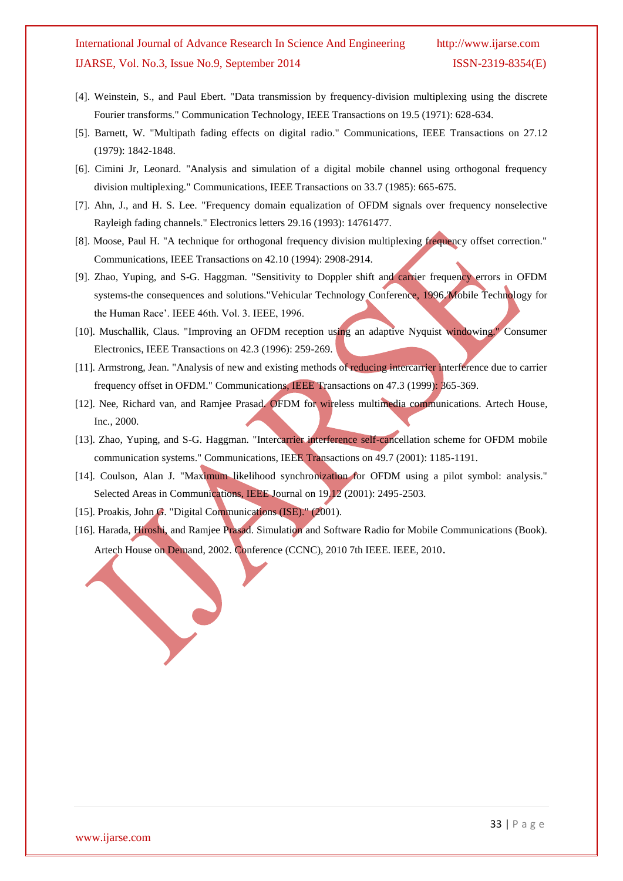[4]. Weinstein, S., and Paul Ebert. "Data transmission by frequency-division multiplexing using the discrete Fourier transforms." Communication Technology, IEEE Transactions on 19.5 (1971): 628-634.

[5]. Barnett, W. "Multipath fading effects on digital radio." Communications, IEEE Transactions on 27.12 (1979): 1842-1848.

[6]. Cimini Jr, Leonard. "Analysis and simulation of a digital mobile channel using orthogonal frequency division multiplexing." Communications, IEEE Transactions on 33.7 (1985): 665-675.

[7]. Ahn, J., and H. S. Lee. "Frequency domain equalization of OFDM signals over frequency nonselective Rayleigh fading channels." Electronics letters 29.16 (1993): 14761477.

[8]. Moose, Paul H. "A technique for orthogonal frequency division multiplexing frequency offset correction." Communications, IEEE Transactions on 42.10 (1994): 2908-2914.

[9]. Zhao, Yuping, and S-G. Haggman. "Sensitivity to Doppler shift and carrier frequency errors in OFDM systems-the consequences and solutions."Vehicular Technology Conference, 1996.'Mobile Technology for the Human Race'. IEEE 46th. Vol. 3. IEEE, 1996.

[10]. Muschallik, Claus. "Improving an OFDM reception using an adaptive Nyquist windowing." Consumer Electronics, IEEE Transactions on 42.3 (1996): 259-269.

[11]. Armstrong, Jean. "Analysis of new and existing methods of reducing intercarrier interference due to carrier frequency offset in OFDM." Communications, IEEE Transactions on 47.3 (1999): 365-369.

[12]. Nee, Richard van, and Ramjee Prasad. OFDM for wireless multimedia communications. Artech House, Inc., 2000.

[13]. Zhao, Yuping, and S-G. Haggman. "Intercarrier interference self-cancellation scheme for OFDM mobile communication systems." Communications, IEEE Transactions on 49.7 (2001): 1185-1191.

[14]. Coulson, Alan J. "Maximum likelihood synchronization for OFDM using a pilot symbol: analysis." Selected Areas in Communications, IEEE Journal on 19.12 (2001): 2495-2503.

[15]. Proakis, John G. "Digital Communications (ISE)." (2001).

[16]. Harada, Hiroshi, and Ramjee Prasad. Simulation and Software Radio for Mobile Communications (Book). Artech House on Demand, 2002. Conference (CCNC), 2010 7th IEEE. IEEE, 2010.